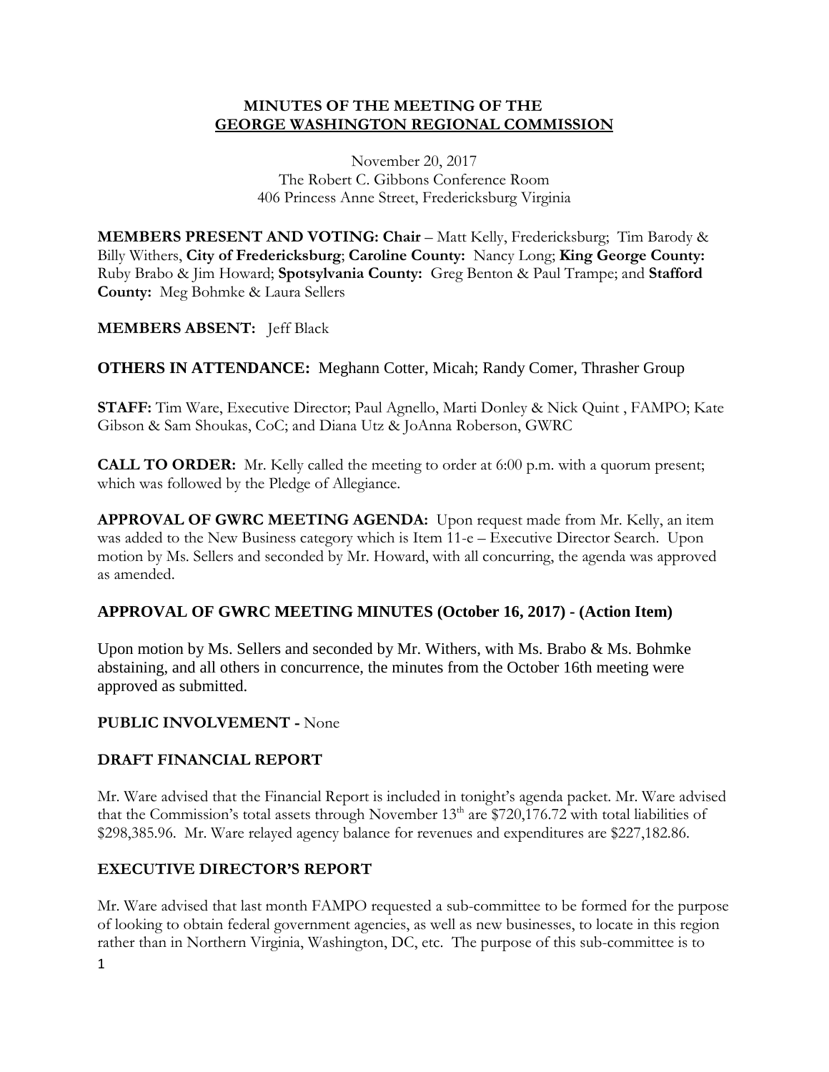# MINUTES OF THE MEETING OF THE GEORGE WASHINGTON REGIONAL COMMISSION

November 20, 2017
The Robert C. Gibbons Conference Room
406 Princess Anne Street, Fredericksburg Virginia

**MEMBERS PRESENT AND VOTING: Chair** – Matt Kelly, Fredericksburg; Tim Barody & Billy Withers, **City of Fredericksburg**; **Caroline County:** Nancy Long; **King George County:** Ruby Brabo & Jim Howard; **Spotsylvania County:** Greg Benton & Paul Trampe; and **Stafford County:** Meg Bohmke & Laura Sellers

**MEMBERS ABSENT:** Jeff Black

**OTHERS IN ATTENDANCE:** Meghann Cotter, Micah; Randy Comer, Thrasher Group

**STAFF:** Tim Ware, Executive Director; Paul Agnello, Marti Donley & Nick Quint , FAMPO; Kate Gibson & Sam Shoukas, CoC; and Diana Utz & JoAnna Roberson, GWRC

**CALL TO ORDER:** Mr. Kelly called the meeting to order at 6:00 p.m. with a quorum present; which was followed by the Pledge of Allegiance.

**APPROVAL OF GWRC MEETING AGENDA:** Upon request made from Mr. Kelly, an item was added to the New Business category which is Item 11-e – Executive Director Search. Upon motion by Ms. Sellers and seconded by Mr. Howard, with all concurring, the agenda was approved as amended.

## APPROVAL OF GWRC MEETING MINUTES (October 16, 2017) - (Action Item)

Upon motion by Ms. Sellers and seconded by Mr. Withers, with Ms. Brabo & Ms. Bohmke abstaining, and all others in concurrence, the minutes from the October 16th meeting were approved as submitted.

## PUBLIC INVOLVEMENT - None

## DRAFT FINANCIAL REPORT

Mr. Ware advised that the Financial Report is included in tonight's agenda packet. Mr. Ware advised that the Commission's total assets through November 13th are $720,176.72 with total liabilities of $298,385.96. Mr. Ware relayed agency balance for revenues and expenditures are $227,182.86.

## EXECUTIVE DIRECTOR'S REPORT

Mr. Ware advised that last month FAMPO requested a sub-committee to be formed for the purpose of looking to obtain federal government agencies, as well as new businesses, to locate in this region rather than in Northern Virginia, Washington, DC, etc. The purpose of this sub-committee is to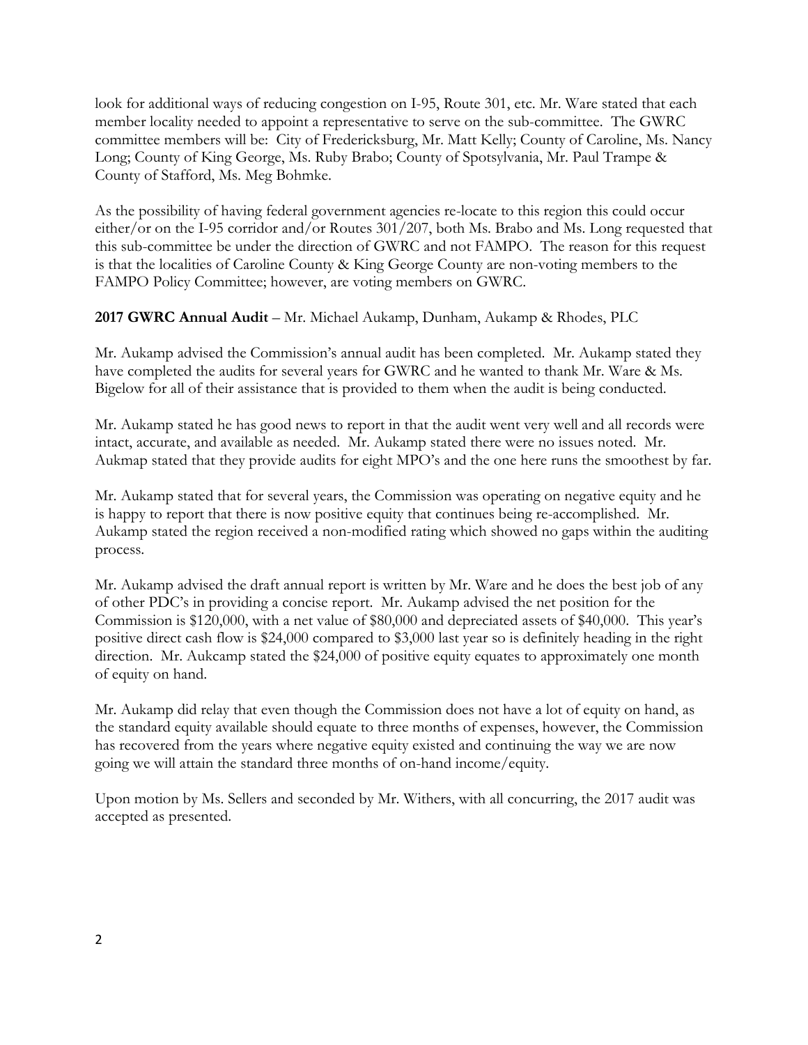look for additional ways of reducing congestion on I-95, Route 301, etc. Mr. Ware stated that each member locality needed to appoint a representative to serve on the sub-committee. The GWRC committee members will be: City of Fredericksburg, Mr. Matt Kelly; County of Caroline, Ms. Nancy Long; County of King George, Ms. Ruby Brabo; County of Spotsylvania, Mr. Paul Trampe & County of Stafford, Ms. Meg Bohmke.

As the possibility of having federal government agencies re-locate to this region this could occur either/or on the I-95 corridor and/or Routes 301/207, both Ms. Brabo and Ms. Long requested that this sub-committee be under the direction of GWRC and not FAMPO. The reason for this request is that the localities of Caroline County & King George County are non-voting members to the FAMPO Policy Committee; however, are voting members on GWRC.

**2017 GWRC Annual Audit** – Mr. Michael Aukamp, Dunham, Aukamp & Rhodes, PLC

Mr. Aukamp advised the Commission's annual audit has been completed. Mr. Aukamp stated they have completed the audits for several years for GWRC and he wanted to thank Mr. Ware & Ms. Bigelow for all of their assistance that is provided to them when the audit is being conducted.

Mr. Aukamp stated he has good news to report in that the audit went very well and all records were intact, accurate, and available as needed. Mr. Aukamp stated there were no issues noted. Mr. Aukmap stated that they provide audits for eight MPO's and the one here runs the smoothest by far.

Mr. Aukamp stated that for several years, the Commission was operating on negative equity and he is happy to report that there is now positive equity that continues being re-accomplished. Mr. Aukamp stated the region received a non-modified rating which showed no gaps within the auditing process.

Mr. Aukamp advised the draft annual report is written by Mr. Ware and he does the best job of any of other PDC's in providing a concise report. Mr. Aukamp advised the net position for the Commission is $120,000, with a net value of $80,000 and depreciated assets of $40,000. This year's positive direct cash flow is $24,000 compared to $3,000 last year so is definitely heading in the right direction. Mr. Aukcamp stated the $24,000 of positive equity equates to approximately one month of equity on hand.

Mr. Aukamp did relay that even though the Commission does not have a lot of equity on hand, as the standard equity available should equate to three months of expenses, however, the Commission has recovered from the years where negative equity existed and continuing the way we are now going we will attain the standard three months of on-hand income/equity.

Upon motion by Ms. Sellers and seconded by Mr. Withers, with all concurring, the 2017 audit was accepted as presented.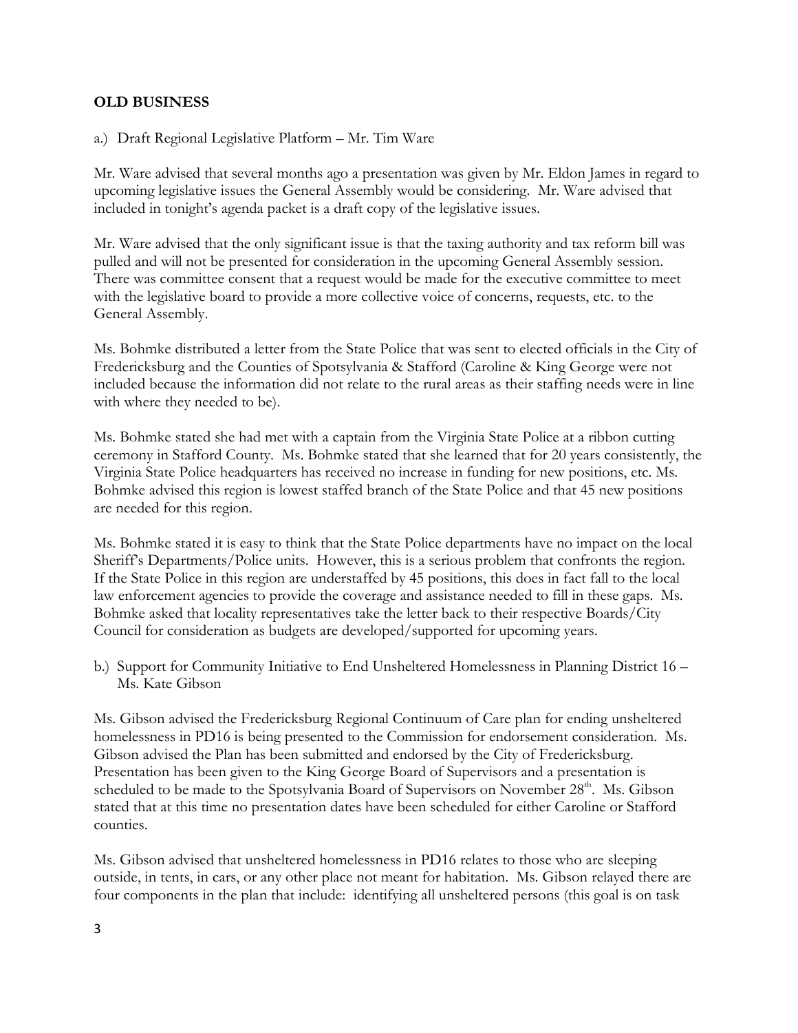## OLD BUSINESS

a.) Draft Regional Legislative Platform – Mr. Tim Ware

Mr. Ware advised that several months ago a presentation was given by Mr. Eldon James in regard to upcoming legislative issues the General Assembly would be considering. Mr. Ware advised that included in tonight's agenda packet is a draft copy of the legislative issues.

Mr. Ware advised that the only significant issue is that the taxing authority and tax reform bill was pulled and will not be presented for consideration in the upcoming General Assembly session. There was committee consent that a request would be made for the executive committee to meet with the legislative board to provide a more collective voice of concerns, requests, etc. to the General Assembly.

Ms. Bohmke distributed a letter from the State Police that was sent to elected officials in the City of Fredericksburg and the Counties of Spotsylvania & Stafford (Caroline & King George were not included because the information did not relate to the rural areas as their staffing needs were in line with where they needed to be).

Ms. Bohmke stated she had met with a captain from the Virginia State Police at a ribbon cutting ceremony in Stafford County. Ms. Bohmke stated that she learned that for 20 years consistently, the Virginia State Police headquarters has received no increase in funding for new positions, etc. Ms. Bohmke advised this region is lowest staffed branch of the State Police and that 45 new positions are needed for this region.

Ms. Bohmke stated it is easy to think that the State Police departments have no impact on the local Sheriff's Departments/Police units. However, this is a serious problem that confronts the region. If the State Police in this region are understaffed by 45 positions, this does in fact fall to the local law enforcement agencies to provide the coverage and assistance needed to fill in these gaps. Ms. Bohmke asked that locality representatives take the letter back to their respective Boards/City Council for consideration as budgets are developed/supported for upcoming years.

b.) Support for Community Initiative to End Unsheltered Homelessness in Planning District 16 – Ms. Kate Gibson

Ms. Gibson advised the Fredericksburg Regional Continuum of Care plan for ending unsheltered homelessness in PD16 is being presented to the Commission for endorsement consideration. Ms. Gibson advised the Plan has been submitted and endorsed by the City of Fredericksburg. Presentation has been given to the King George Board of Supervisors and a presentation is scheduled to be made to the Spotsylvania Board of Supervisors on November 28th. Ms. Gibson stated that at this time no presentation dates have been scheduled for either Caroline or Stafford counties.

Ms. Gibson advised that unsheltered homelessness in PD16 relates to those who are sleeping outside, in tents, in cars, or any other place not meant for habitation. Ms. Gibson relayed there are four components in the plan that include: identifying all unsheltered persons (this goal is on task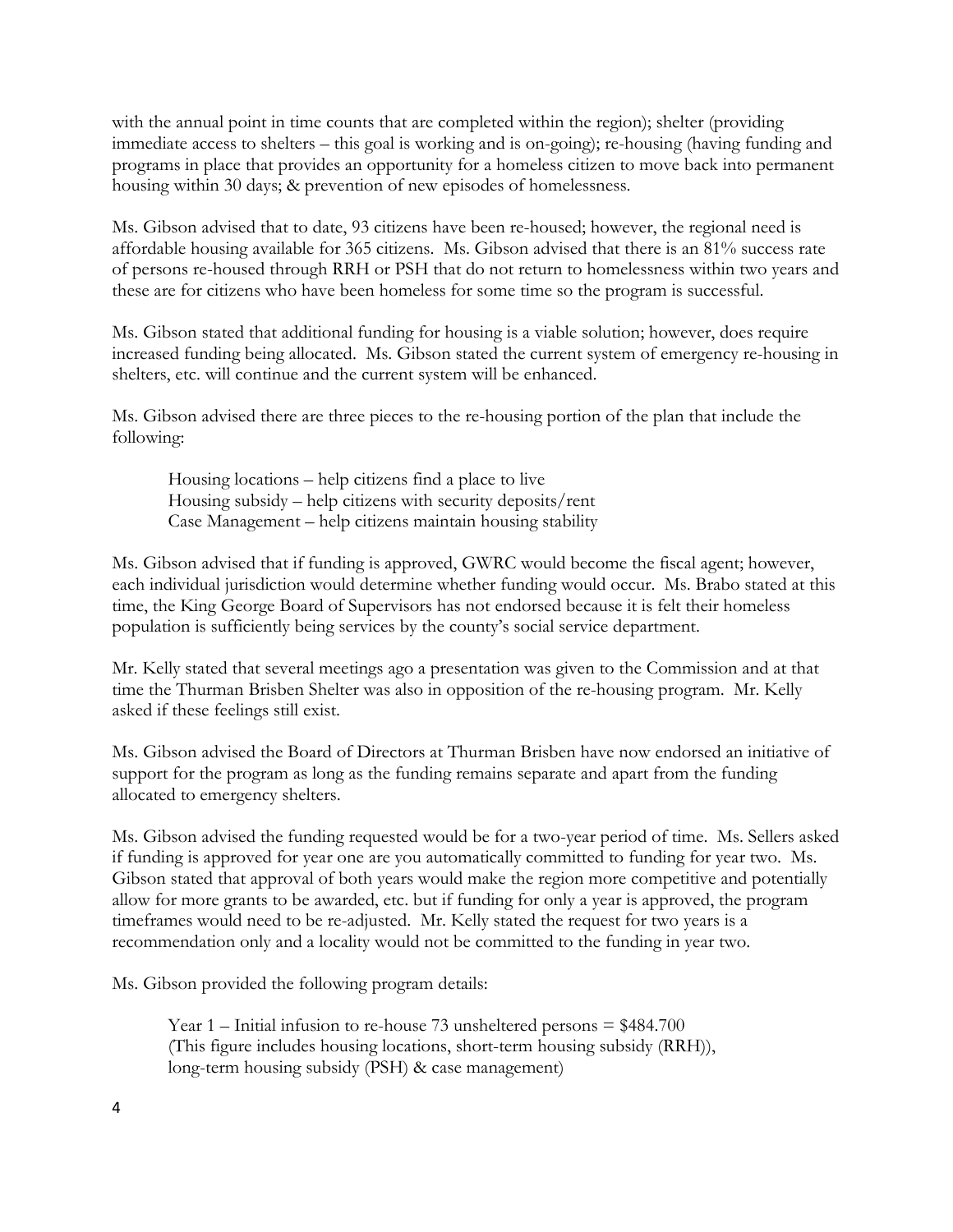with the annual point in time counts that are completed within the region); shelter (providing immediate access to shelters – this goal is working and is on-going); re-housing (having funding and programs in place that provides an opportunity for a homeless citizen to move back into permanent housing within 30 days; & prevention of new episodes of homelessness.

Ms. Gibson advised that to date, 93 citizens have been re-housed; however, the regional need is affordable housing available for 365 citizens. Ms. Gibson advised that there is an 81% success rate of persons re-housed through RRH or PSH that do not return to homelessness within two years and these are for citizens who have been homeless for some time so the program is successful.

Ms. Gibson stated that additional funding for housing is a viable solution; however, does require increased funding being allocated. Ms. Gibson stated the current system of emergency re-housing in shelters, etc. will continue and the current system will be enhanced.

Ms. Gibson advised there are three pieces to the re-housing portion of the plan that include the following:

> Housing locations – help citizens find a place to live
> Housing subsidy – help citizens with security deposits/rent
> Case Management – help citizens maintain housing stability

Ms. Gibson advised that if funding is approved, GWRC would become the fiscal agent; however, each individual jurisdiction would determine whether funding would occur. Ms. Brabo stated at this time, the King George Board of Supervisors has not endorsed because it is felt their homeless population is sufficiently being services by the county's social service department.

Mr. Kelly stated that several meetings ago a presentation was given to the Commission and at that time the Thurman Brisben Shelter was also in opposition of the re-housing program. Mr. Kelly asked if these feelings still exist.

Ms. Gibson advised the Board of Directors at Thurman Brisben have now endorsed an initiative of support for the program as long as the funding remains separate and apart from the funding allocated to emergency shelters.

Ms. Gibson advised the funding requested would be for a two-year period of time. Ms. Sellers asked if funding is approved for year one are you automatically committed to funding for year two. Ms. Gibson stated that approval of both years would make the region more competitive and potentially allow for more grants to be awarded, etc. but if funding for only a year is approved, the program timeframes would need to be re-adjusted. Mr. Kelly stated the request for two years is a recommendation only and a locality would not be committed to the funding in year two.

Ms. Gibson provided the following program details:

> Year 1 – Initial infusion to re-house 73 unsheltered persons = $484.700
> (This figure includes housing locations, short-term housing subsidy (RRH)),
> long-term housing subsidy (PSH) & case management)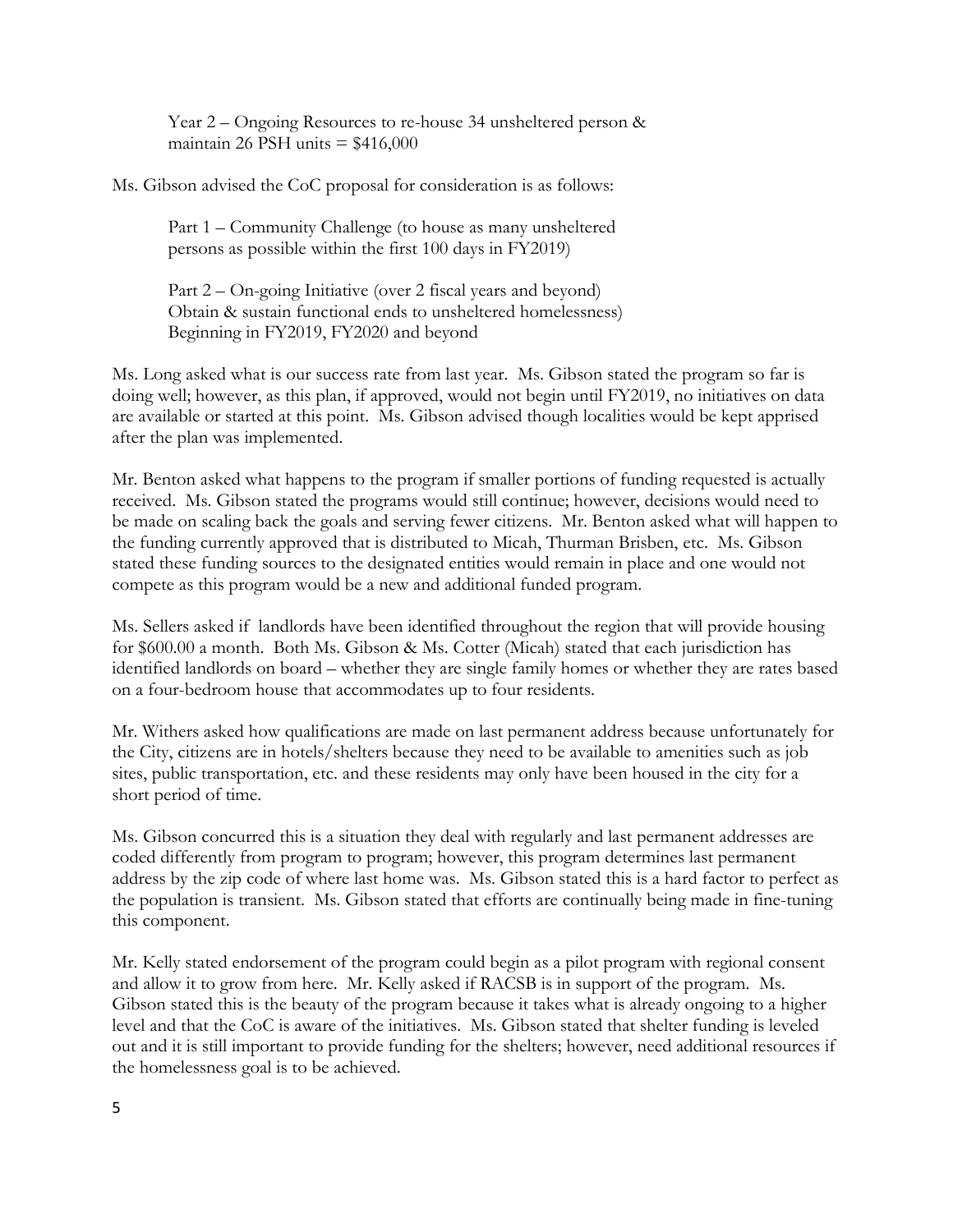Year 2 – Ongoing Resources to re-house 34 unsheltered person & maintain 26 PSH units = $416,000

Ms. Gibson advised the CoC proposal for consideration is as follows:

Part 1 – Community Challenge (to house as many unsheltered persons as possible within the first 100 days in FY2019)

Part 2 – On-going Initiative (over 2 fiscal years and beyond) Obtain & sustain functional ends to unsheltered homelessness) Beginning in FY2019, FY2020 and beyond

Ms. Long asked what is our success rate from last year. Ms. Gibson stated the program so far is doing well; however, as this plan, if approved, would not begin until FY2019, no initiatives on data are available or started at this point. Ms. Gibson advised though localities would be kept apprised after the plan was implemented.

Mr. Benton asked what happens to the program if smaller portions of funding requested is actually received. Ms. Gibson stated the programs would still continue; however, decisions would need to be made on scaling back the goals and serving fewer citizens. Mr. Benton asked what will happen to the funding currently approved that is distributed to Micah, Thurman Brisben, etc. Ms. Gibson stated these funding sources to the designated entities would remain in place and one would not compete as this program would be a new and additional funded program.

Ms. Sellers asked if landlords have been identified throughout the region that will provide housing for $600.00 a month. Both Ms. Gibson & Ms. Cotter (Micah) stated that each jurisdiction has identified landlords on board – whether they are single family homes or whether they are rates based on a four-bedroom house that accommodates up to four residents.

Mr. Withers asked how qualifications are made on last permanent address because unfortunately for the City, citizens are in hotels/shelters because they need to be available to amenities such as job sites, public transportation, etc. and these residents may only have been housed in the city for a short period of time.

Ms. Gibson concurred this is a situation they deal with regularly and last permanent addresses are coded differently from program to program; however, this program determines last permanent address by the zip code of where last home was. Ms. Gibson stated this is a hard factor to perfect as the population is transient. Ms. Gibson stated that efforts are continually being made in fine-tuning this component.

Mr. Kelly stated endorsement of the program could begin as a pilot program with regional consent and allow it to grow from here. Mr. Kelly asked if RACSB is in support of the program. Ms. Gibson stated this is the beauty of the program because it takes what is already ongoing to a higher level and that the CoC is aware of the initiatives. Ms. Gibson stated that shelter funding is leveled out and it is still important to provide funding for the shelters; however, need additional resources if the homelessness goal is to be achieved.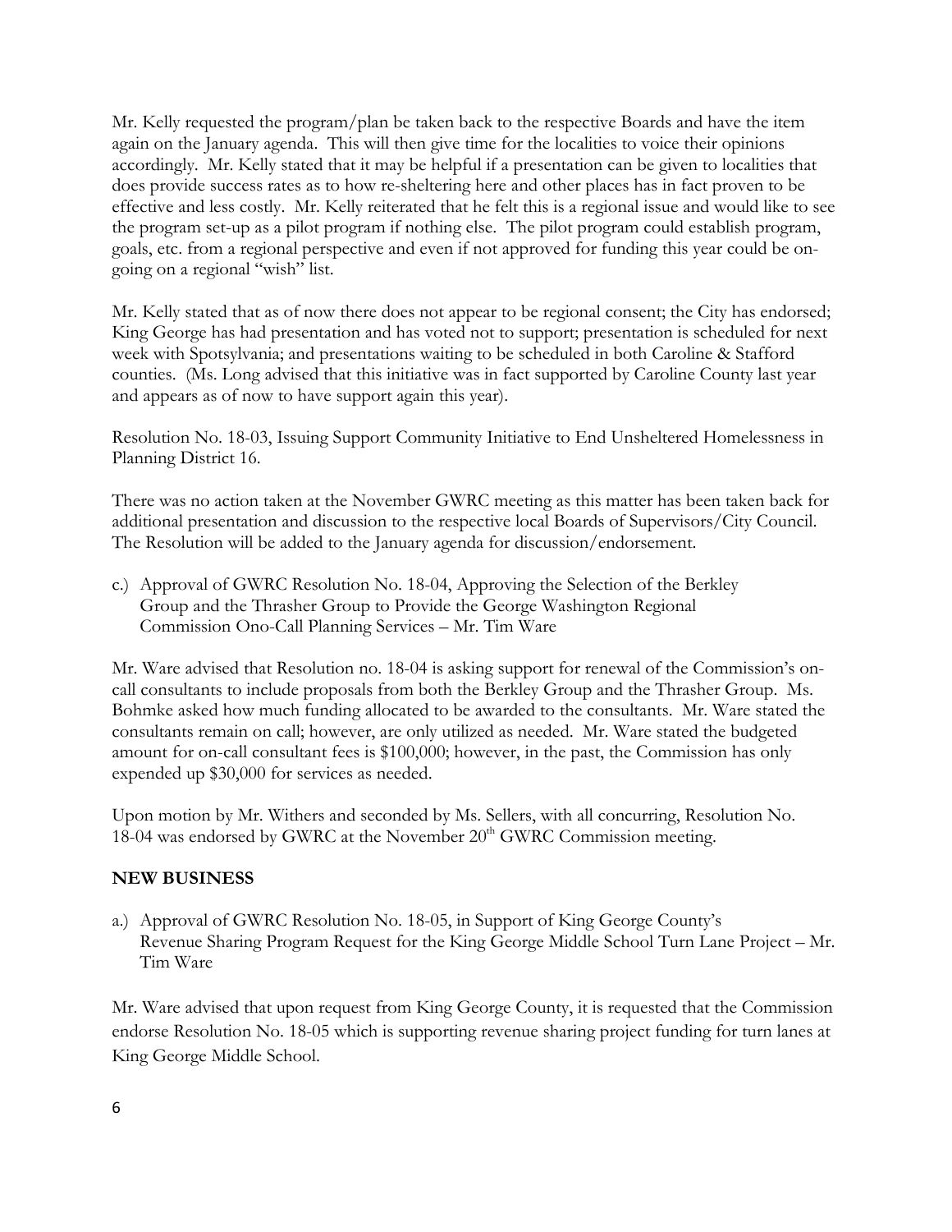Mr. Kelly requested the program/plan be taken back to the respective Boards and have the item again on the January agenda. This will then give time for the localities to voice their opinions accordingly. Mr. Kelly stated that it may be helpful if a presentation can be given to localities that does provide success rates as to how re-sheltering here and other places has in fact proven to be effective and less costly. Mr. Kelly reiterated that he felt this is a regional issue and would like to see the program set-up as a pilot program if nothing else. The pilot program could establish program, goals, etc. from a regional perspective and even if not approved for funding this year could be on-going on a regional "wish" list.

Mr. Kelly stated that as of now there does not appear to be regional consent; the City has endorsed; King George has had presentation and has voted not to support; presentation is scheduled for next week with Spotsylvania; and presentations waiting to be scheduled in both Caroline & Stafford counties. (Ms. Long advised that this initiative was in fact supported by Caroline County last year and appears as of now to have support again this year).

Resolution No. 18-03, Issuing Support Community Initiative to End Unsheltered Homelessness in Planning District 16.

There was no action taken at the November GWRC meeting as this matter has been taken back for additional presentation and discussion to the respective local Boards of Supervisors/City Council. The Resolution will be added to the January agenda for discussion/endorsement.

c.) Approval of GWRC Resolution No. 18-04, Approving the Selection of the Berkley Group and the Thrasher Group to Provide the George Washington Regional Commission Ono-Call Planning Services – Mr. Tim Ware

Mr. Ware advised that Resolution no. 18-04 is asking support for renewal of the Commission's on-call consultants to include proposals from both the Berkley Group and the Thrasher Group. Ms. Bohmke asked how much funding allocated to be awarded to the consultants. Mr. Ware stated the consultants remain on call; however, are only utilized as needed. Mr. Ware stated the budgeted amount for on-call consultant fees is $100,000; however, in the past, the Commission has only expended up $30,000 for services as needed.

Upon motion by Mr. Withers and seconded by Ms. Sellers, with all concurring, Resolution No. 18-04 was endorsed by GWRC at the November 20th GWRC Commission meeting.

## NEW BUSINESS

a.) Approval of GWRC Resolution No. 18-05, in Support of King George County's Revenue Sharing Program Request for the King George Middle School Turn Lane Project – Mr. Tim Ware

Mr. Ware advised that upon request from King George County, it is requested that the Commission endorse Resolution No. 18-05 which is supporting revenue sharing project funding for turn lanes at King George Middle School.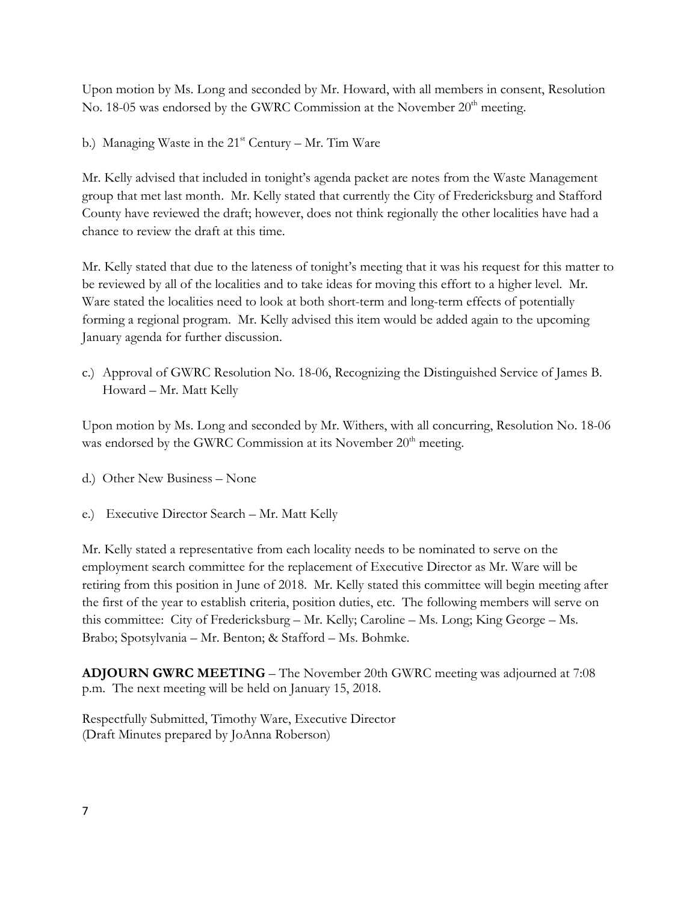Upon motion by Ms. Long and seconded by Mr. Howard, with all members in consent, Resolution No. 18-05 was endorsed by the GWRC Commission at the November 20th meeting.

b.) Managing Waste in the 21st Century – Mr. Tim Ware

Mr. Kelly advised that included in tonight's agenda packet are notes from the Waste Management group that met last month. Mr. Kelly stated that currently the City of Fredericksburg and Stafford County have reviewed the draft; however, does not think regionally the other localities have had a chance to review the draft at this time.

Mr. Kelly stated that due to the lateness of tonight's meeting that it was his request for this matter to be reviewed by all of the localities and to take ideas for moving this effort to a higher level. Mr. Ware stated the localities need to look at both short-term and long-term effects of potentially forming a regional program. Mr. Kelly advised this item would be added again to the upcoming January agenda for further discussion.

c.) Approval of GWRC Resolution No. 18-06, Recognizing the Distinguished Service of James B. Howard – Mr. Matt Kelly

Upon motion by Ms. Long and seconded by Mr. Withers, with all concurring, Resolution No. 18-06 was endorsed by the GWRC Commission at its November 20th meeting.

d.) Other New Business – None

e.) Executive Director Search – Mr. Matt Kelly

Mr. Kelly stated a representative from each locality needs to be nominated to serve on the employment search committee for the replacement of Executive Director as Mr. Ware will be retiring from this position in June of 2018. Mr. Kelly stated this committee will begin meeting after the first of the year to establish criteria, position duties, etc. The following members will serve on this committee: City of Fredericksburg – Mr. Kelly; Caroline – Ms. Long; King George – Ms. Brabo; Spotsylvania – Mr. Benton; & Stafford – Ms. Bohmke.

**ADJOURN GWRC MEETING** – The November 20th GWRC meeting was adjourned at 7:08 p.m. The next meeting will be held on January 15, 2018.

Respectfully Submitted, Timothy Ware, Executive Director
(Draft Minutes prepared by JoAnna Roberson)